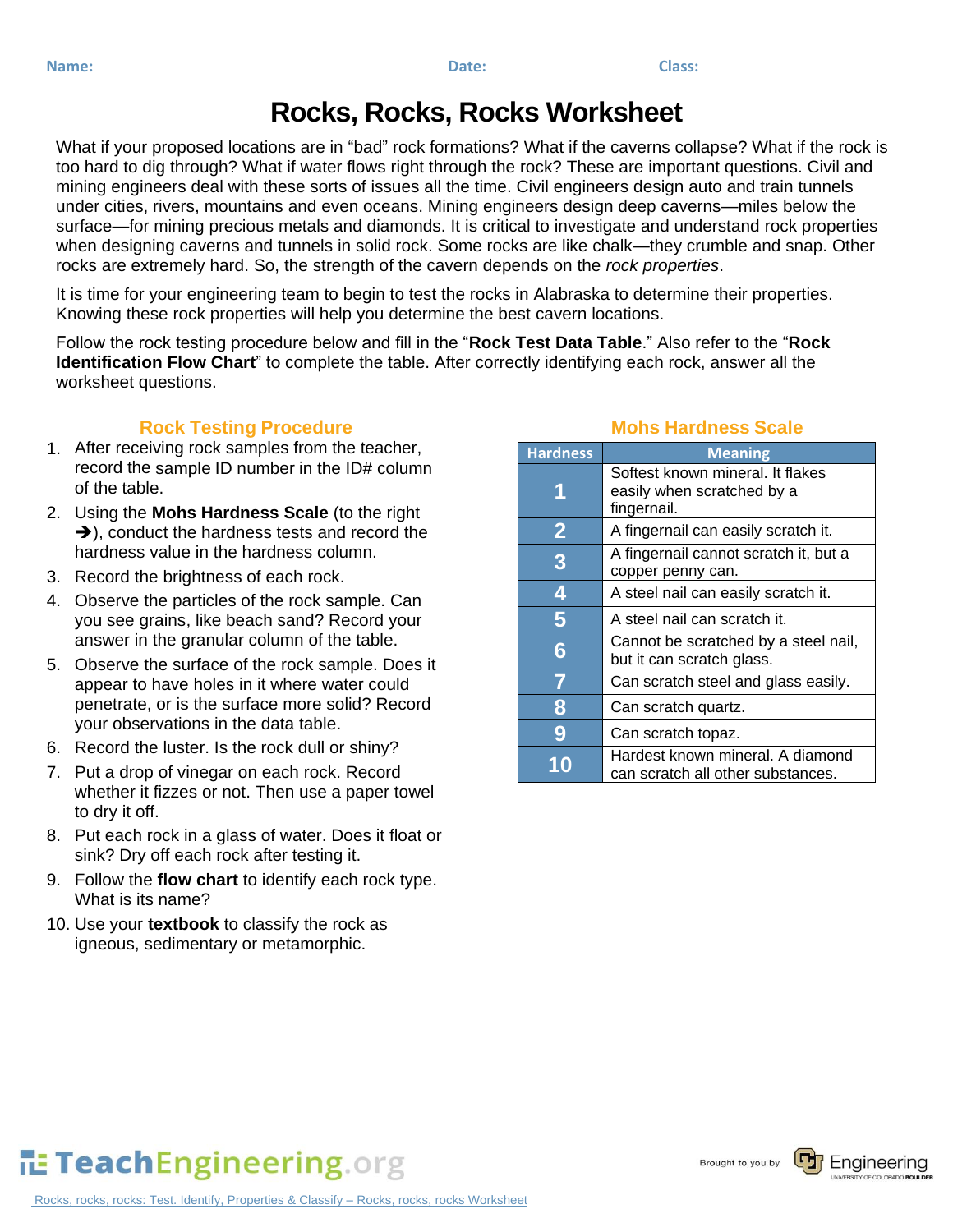**Name:** **Date:** **Class:**

# Rocks, Rocks, Rocks Worksheet

What if your proposed locations are in "bad" rock formations? What if the caverns collapse? What if the rock is too hard to dig through? What if water flows right through the rock? These are important questions. Civil and mining engineers deal with these sorts of issues all the time. Civil engineers design auto and train tunnels under cities, rivers, mountains and even oceans. Mining engineers design deep caverns—miles below the surface—for mining precious metals and diamonds. It is critical to investigate and understand rock properties when designing caverns and tunnels in solid rock. Some rocks are like chalk—they crumble and snap. Other rocks are extremely hard. So, the strength of the cavern depends on the *rock properties*.

It is time for your engineering team to begin to test the rocks in Alabraska to determine their properties. Knowing these rock properties will help you determine the best cavern locations.

Follow the rock testing procedure below and fill in the "**Rock Test Data Table**." Also refer to the "**Rock Identification Flow Chart**" to complete the table. After correctly identifying each rock, answer all the worksheet questions.

## Rock Testing Procedure

1. After receiving rock samples from the teacher, record the sample ID number in the ID# column of the table.
2. Using the **Mohs Hardness Scale** (to the right ➔), conduct the hardness tests and record the hardness value in the hardness column.
3. Record the brightness of each rock.
4. Observe the particles of the rock sample. Can you see grains, like beach sand? Record your answer in the granular column of the table.
5. Observe the surface of the rock sample. Does it appear to have holes in it where water could penetrate, or is the surface more solid? Record your observations in the data table.
6. Record the luster. Is the rock dull or shiny?
7. Put a drop of vinegar on each rock. Record whether it fizzes or not. Then use a paper towel to dry it off.
8. Put each rock in a glass of water. Does it float or sink? Dry off each rock after testing it.
9. Follow the **flow chart** to identify each rock type. What is its name?
10. Use your **textbook** to classify the rock as igneous, sedimentary or metamorphic.

## Mohs Hardness Scale

| Hardness | Meaning |
|---|---|
| 1 | Softest known mineral. It flakes easily when scratched by a fingernail. |
| 2 | A fingernail can easily scratch it. |
| 3 | A fingernail cannot scratch it, but a copper penny can. |
| 4 | A steel nail can easily scratch it. |
| 5 | A steel nail can scratch it. |
| 6 | Cannot be scratched by a steel nail, but it can scratch glass. |
| 7 | Can scratch steel and glass easily. |
| 8 | Can scratch quartz. |
| 9 | Can scratch topaz. |
| 10 | Hardest known mineral. A diamond can scratch all other substances. |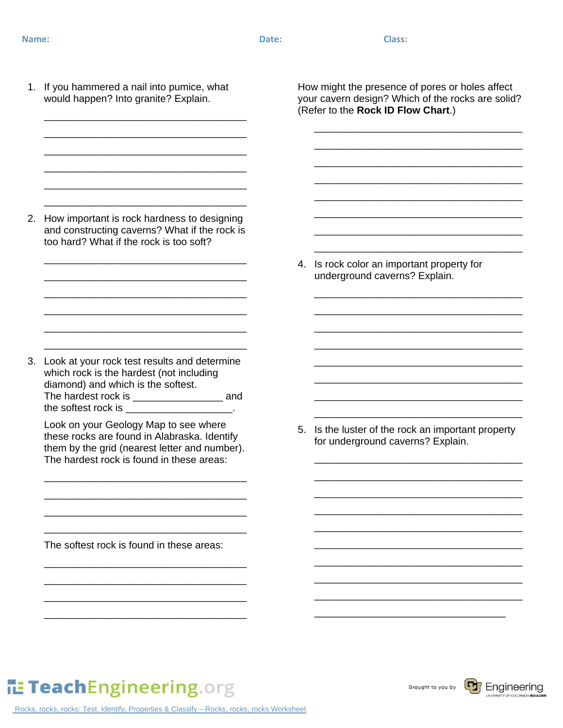**Name:** **Date:** **Class:**

1. If you hammered a nail into pumice, what would happen? Into granite? Explain.

______________________________________

______________________________________

______________________________________

______________________________________

______________________________________

______________________________________

2. How important is rock hardness to designing and constructing caverns? What if the rock is too hard? What if the rock is too soft?

______________________________________

______________________________________

______________________________________

______________________________________

______________________________________

______________________________________

3. Look at your rock test results and determine which rock is the hardest (not including diamond) and which is the softest.
   The hardest rock is ________________ and the softest rock is __________________.

   Look on your Geology Map to see where these rocks are found in Alabraska. Identify them by the grid (nearest letter and number). The hardest rock is found in these areas:

   ______________________________________

   ______________________________________

   ______________________________________

   ______________________________________

   The softest rock is found in these areas:

   ______________________________________

   ______________________________________

   ______________________________________

   ______________________________________

   How might the presence of pores or holes affect your cavern design? Which of the rocks are solid? (Refer to the **Rock ID Flow Chart**.)

   ______________________________________

   ______________________________________

   ______________________________________

   ______________________________________

   ______________________________________

   ______________________________________

   ______________________________________

   ______________________________________

4. Is rock color an important property for underground caverns? Explain.

______________________________________

______________________________________

______________________________________

______________________________________

______________________________________

______________________________________

______________________________________

______________________________________

5. Is the luster of the rock an important property for underground caverns? Explain.

______________________________________

______________________________________

______________________________________

______________________________________

______________________________________

______________________________________

______________________________________

______________________________________

______________________________________

______________________________________

TeachEngineering.org

Brought to you by Engineering UNIVERSITY OF COLORADO BOULDER

Rocks, rocks, rocks: Test. Identify, Properties & Classify – Rocks, rocks, rocks Worksheet